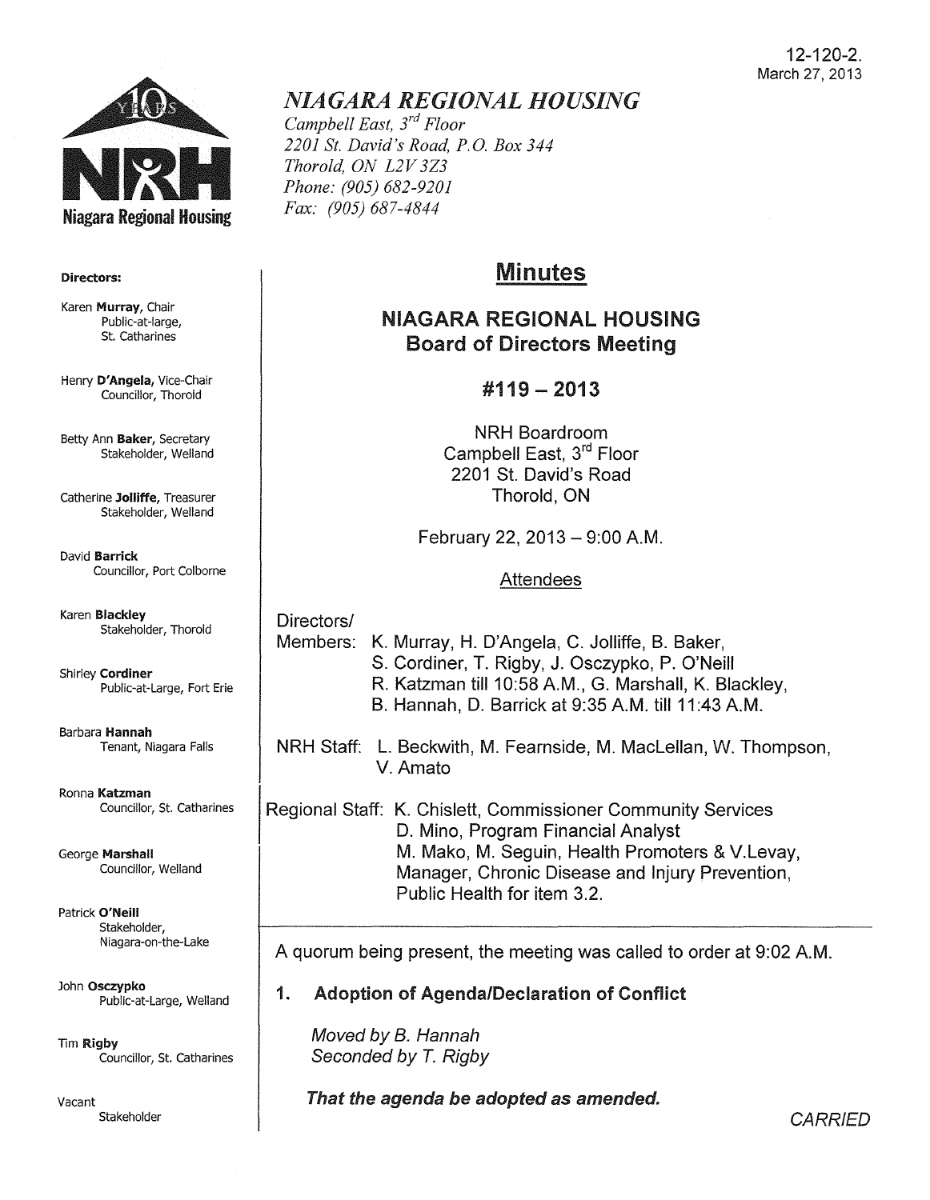12-120-2.
March 27, 2013

# *NIAGARA REGIONAL HOUSING*

*Campbell East, 3rd Floor*
*2201 St. David's Road, P.O. Box 344*
*Thorold, ON L2V 3Z3*
*Phone: (905) 682-9201*
*Fax: (905) 687-4844*

**Directors:**

Karen **Murray**, Chair
Public-at-large, St. Catharines

Henry **D'Angela**, Vice-Chair
Councillor, Thorold

Betty Ann **Baker**, Secretary
Stakeholder, Welland

Catherine **Jolliffe**, Treasurer
Stakeholder, Welland

David **Barrick**
Councillor, Port Colborne

Karen **Blackley**
Stakeholder, Thorold

Shirley **Cordiner**
Public-at-Large, Fort Erie

Barbara **Hannah**
Tenant, Niagara Falls

Ronna **Katzman**
Councillor, St. Catharines

George **Marshall**
Councillor, Welland

Patrick **O'Neill**
Stakeholder, Niagara-on-the-Lake

John **Osczypko**
Public-at-Large, Welland

Tim **Rigby**
Councillor, St. Catharines

Vacant
Stakeholder

## Minutes

## NIAGARA REGIONAL HOUSING Board of Directors Meeting

## #119 – 2013

NRH Boardroom
Campbell East, 3rd Floor
2201 St. David's Road
Thorold, ON

February 22, 2013 – 9:00 A.M.

Attendees

Directors/
Members: K. Murray, H. D'Angela, C. Jolliffe, B. Baker, S. Cordiner, T. Rigby, J. Osczypko, P. O'Neill R. Katzman till 10:58 A.M., G. Marshall, K. Blackley, B. Hannah, D. Barrick at 9:35 A.M. till 11:43 A.M.

NRH Staff: L. Beckwith, M. Fearnside, M. MacLellan, W. Thompson, V. Amato

Regional Staff: K. Chislett, Commissioner Community Services
D. Mino, Program Financial Analyst
M. Mako, M. Seguin, Health Promoters & V.Levay, Manager, Chronic Disease and Injury Prevention, Public Health for item 3.2.

A quorum being present, the meeting was called to order at 9:02 A.M.

### 1. Adoption of Agenda/Declaration of Conflict

*Moved by B. Hannah*
*Seconded by T. Rigby*

***That the agenda be adopted as amended.***

*CARRIED*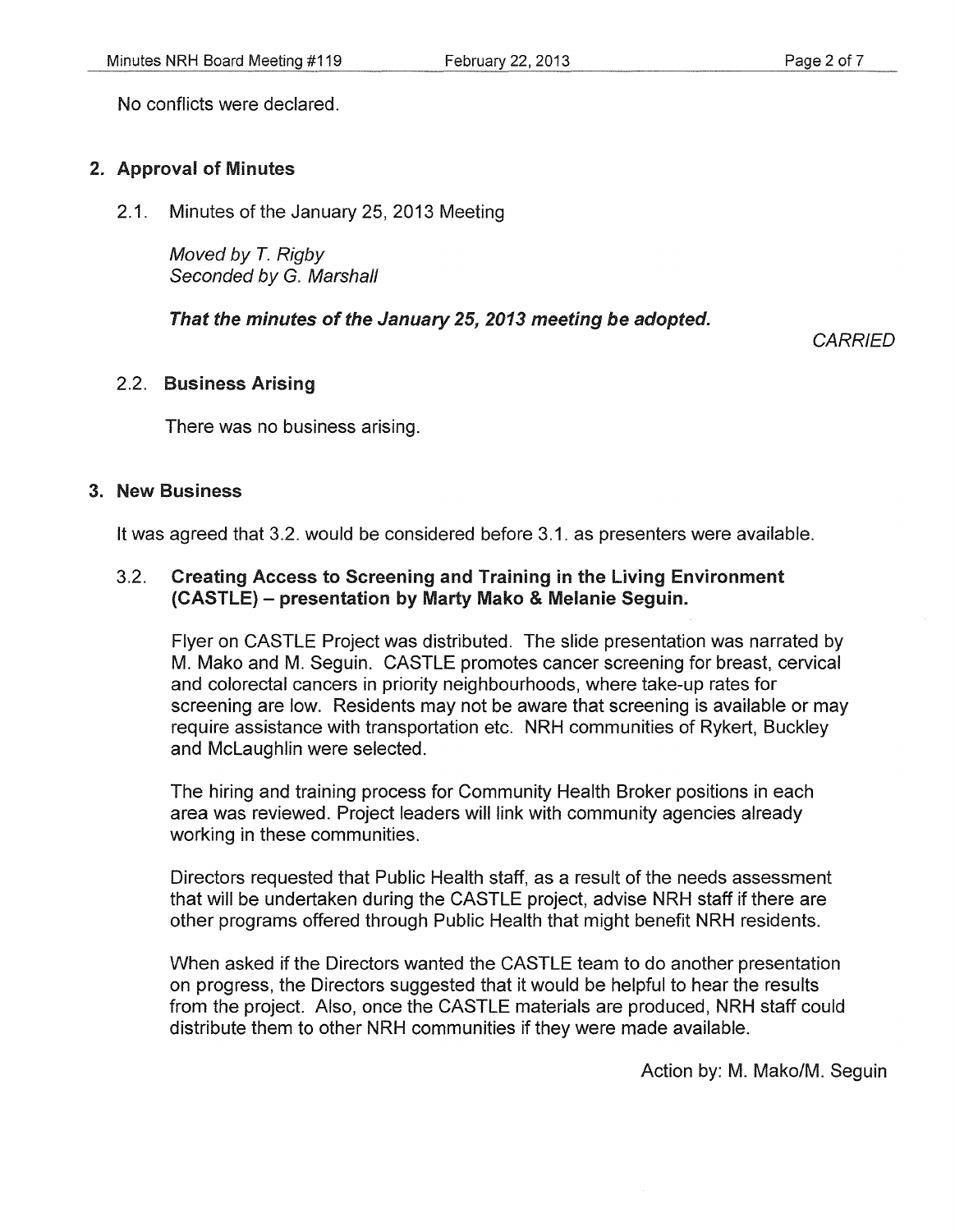No conflicts were declared.

## 2. Approval of Minutes

2.1. Minutes of the January 25, 2013 Meeting

*Moved by T. Rigby*
*Seconded by G. Marshall*

***That the minutes of the January 25, 2013 meeting be adopted.***

*CARRIED*

### 2.2. Business Arising

There was no business arising.

## 3. New Business

It was agreed that 3.2. would be considered before 3.1. as presenters were available.

### 3.2. Creating Access to Screening and Training in the Living Environment (CASTLE) – presentation by Marty Mako & Melanie Seguin.

Flyer on CASTLE Project was distributed. The slide presentation was narrated by M. Mako and M. Seguin. CASTLE promotes cancer screening for breast, cervical and colorectal cancers in priority neighbourhoods, where take-up rates for screening are low. Residents may not be aware that screening is available or may require assistance with transportation etc. NRH communities of Rykert, Buckley and McLaughlin were selected.

The hiring and training process for Community Health Broker positions in each area was reviewed. Project leaders will link with community agencies already working in these communities.

Directors requested that Public Health staff, as a result of the needs assessment that will be undertaken during the CASTLE project, advise NRH staff if there are other programs offered through Public Health that might benefit NRH residents.

When asked if the Directors wanted the CASTLE team to do another presentation on progress, the Directors suggested that it would be helpful to hear the results from the project. Also, once the CASTLE materials are produced, NRH staff could distribute them to other NRH communities if they were made available.

Action by: M. Mako/M. Seguin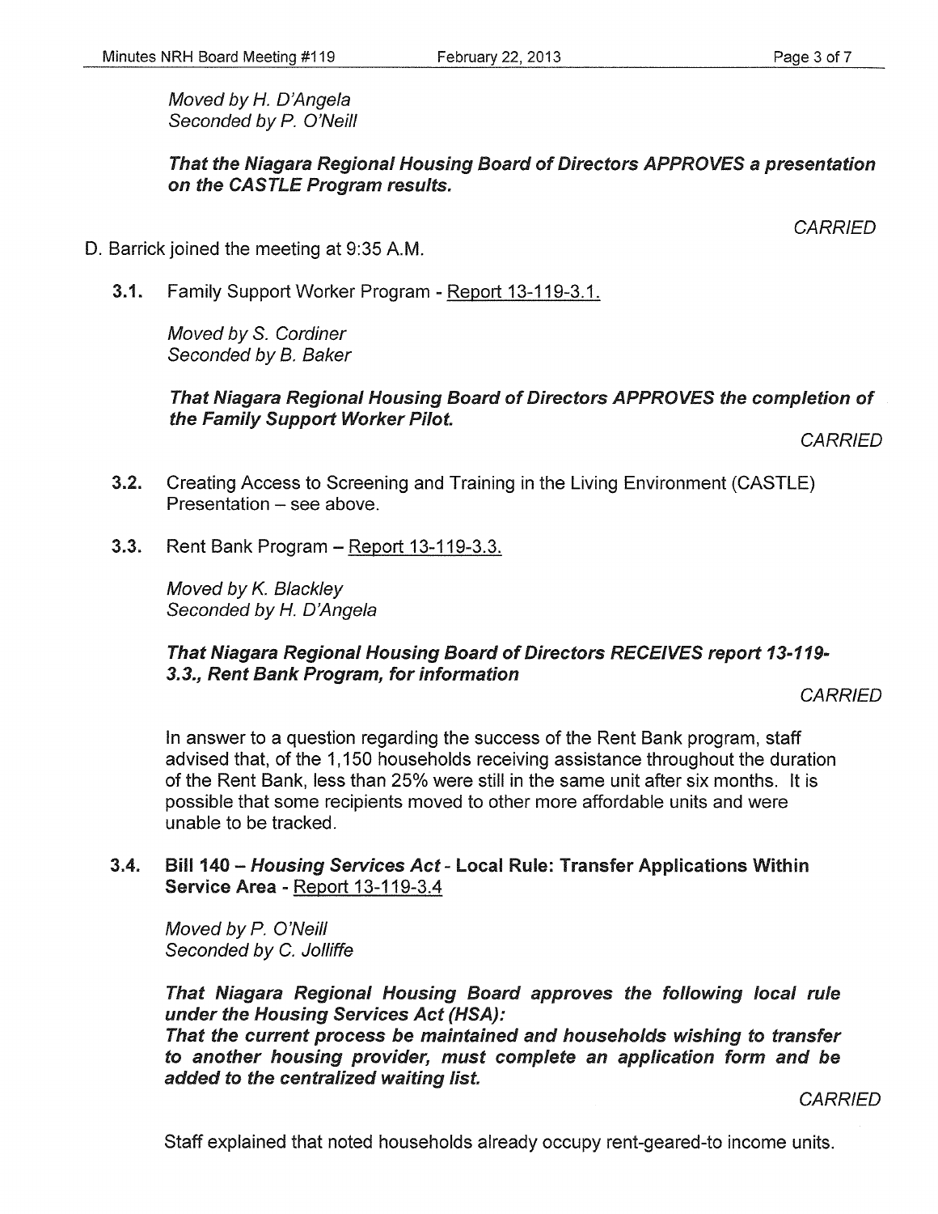*Moved by H. D'Angela*
*Seconded by P. O'Neill*

***That the Niagara Regional Housing Board of Directors APPROVES a presentation on the CASTLE Program results.***

*CARRIED*

D. Barrick joined the meeting at 9:35 A.M.

**3.1.** Family Support Worker Program - Report 13-119-3.1.

*Moved by S. Cordiner*
*Seconded by B. Baker*

***That Niagara Regional Housing Board of Directors APPROVES the completion of the Family Support Worker Pilot.***

*CARRIED*

**3.2.** Creating Access to Screening and Training in the Living Environment (CASTLE) Presentation – see above.

**3.3.** Rent Bank Program – Report 13-119-3.3.

*Moved by K. Blackley*
*Seconded by H. D'Angela*

***That Niagara Regional Housing Board of Directors RECEIVES report 13-119-3.3., Rent Bank Program, for information***

*CARRIED*

In answer to a question regarding the success of the Rent Bank program, staff advised that, of the 1,150 households receiving assistance throughout the duration of the Rent Bank, less than 25% were still in the same unit after six months. It is possible that some recipients moved to other more affordable units and were unable to be tracked.

**3.4. Bill 140 – *Housing Services Act* - Local Rule: Transfer Applications Within Service Area** - Report 13-119-3.4

*Moved by P. O'Neill*
*Seconded by C. Jolliffe*

***That Niagara Regional Housing Board approves the following local rule under the Housing Services Act (HSA):***
***That the current process be maintained and households wishing to transfer to another housing provider, must complete an application form and be added to the centralized waiting list.***

*CARRIED*

Staff explained that noted households already occupy rent-geared-to income units.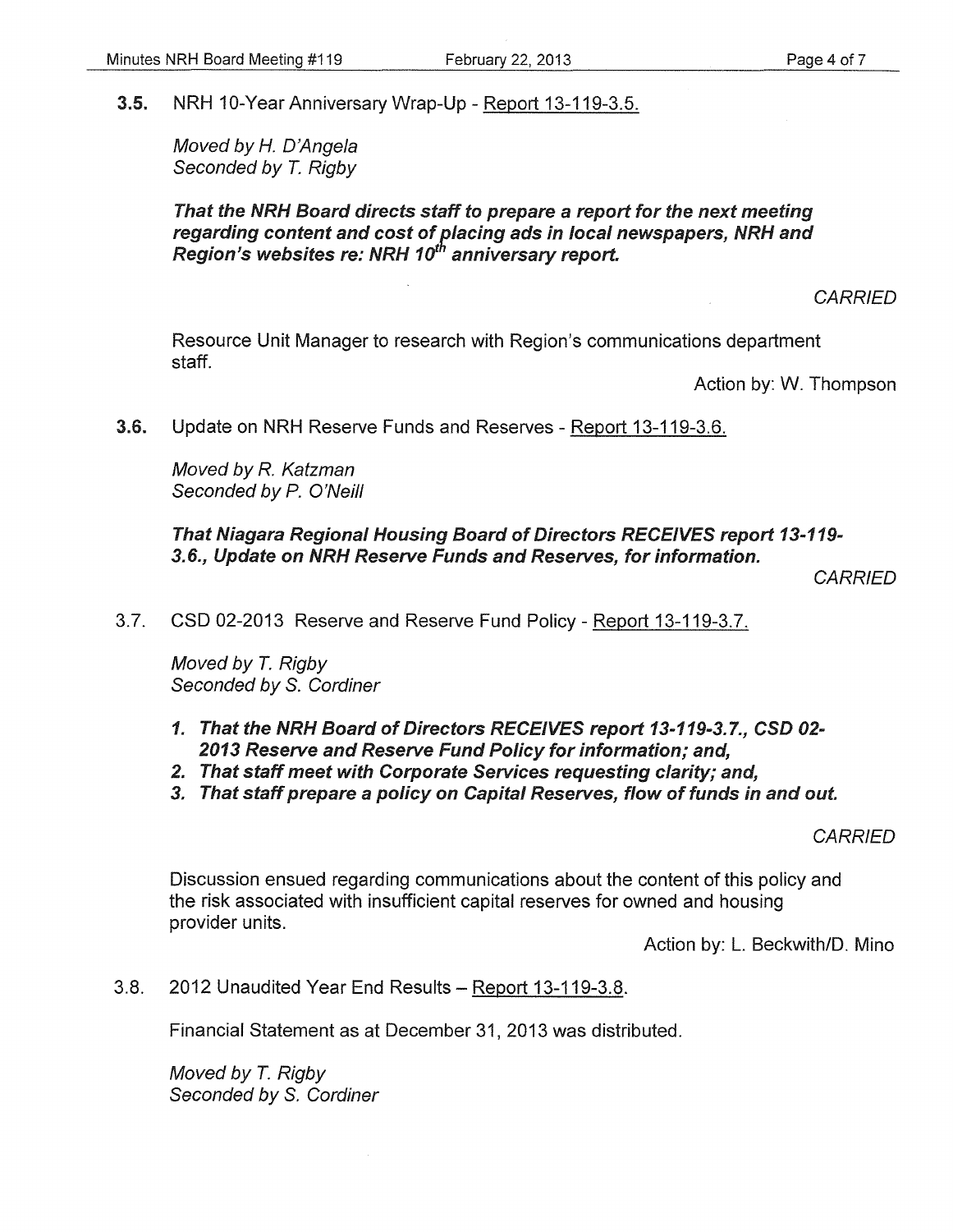**3.5.** NRH 10-Year Anniversary Wrap-Up - Report 13-119-3.5.

*Moved by H. D'Angela*
*Seconded by T. Rigby*

***That the NRH Board directs staff to prepare a report for the next meeting regarding content and cost of placing ads in local newspapers, NRH and Region's websites re: NRH 10th anniversary report.***

*CARRIED*

Resource Unit Manager to research with Region's communications department staff.

Action by: W. Thompson

**3.6.** Update on NRH Reserve Funds and Reserves - Report 13-119-3.6.

*Moved by R. Katzman*
*Seconded by P. O'Neill*

***That Niagara Regional Housing Board of Directors RECEIVES report 13-119-3.6., Update on NRH Reserve Funds and Reserves, for information.***

*CARRIED*

3.7. CSD 02-2013 Reserve and Reserve Fund Policy - Report 13-119-3.7.

*Moved by T. Rigby*
*Seconded by S. Cordiner*

1. ***That the NRH Board of Directors RECEIVES report 13-119-3.7., CSD 02-2013 Reserve and Reserve Fund Policy for information; and,***
2. ***That staff meet with Corporate Services requesting clarity; and,***
3. ***That staff prepare a policy on Capital Reserves, flow of funds in and out.***

*CARRIED*

Discussion ensued regarding communications about the content of this policy and the risk associated with insufficient capital reserves for owned and housing provider units.

Action by: L. Beckwith/D. Mino

3.8. 2012 Unaudited Year End Results – Report 13-119-3.8.

Financial Statement as at December 31, 2013 was distributed.

*Moved by T. Rigby*
*Seconded by S. Cordiner*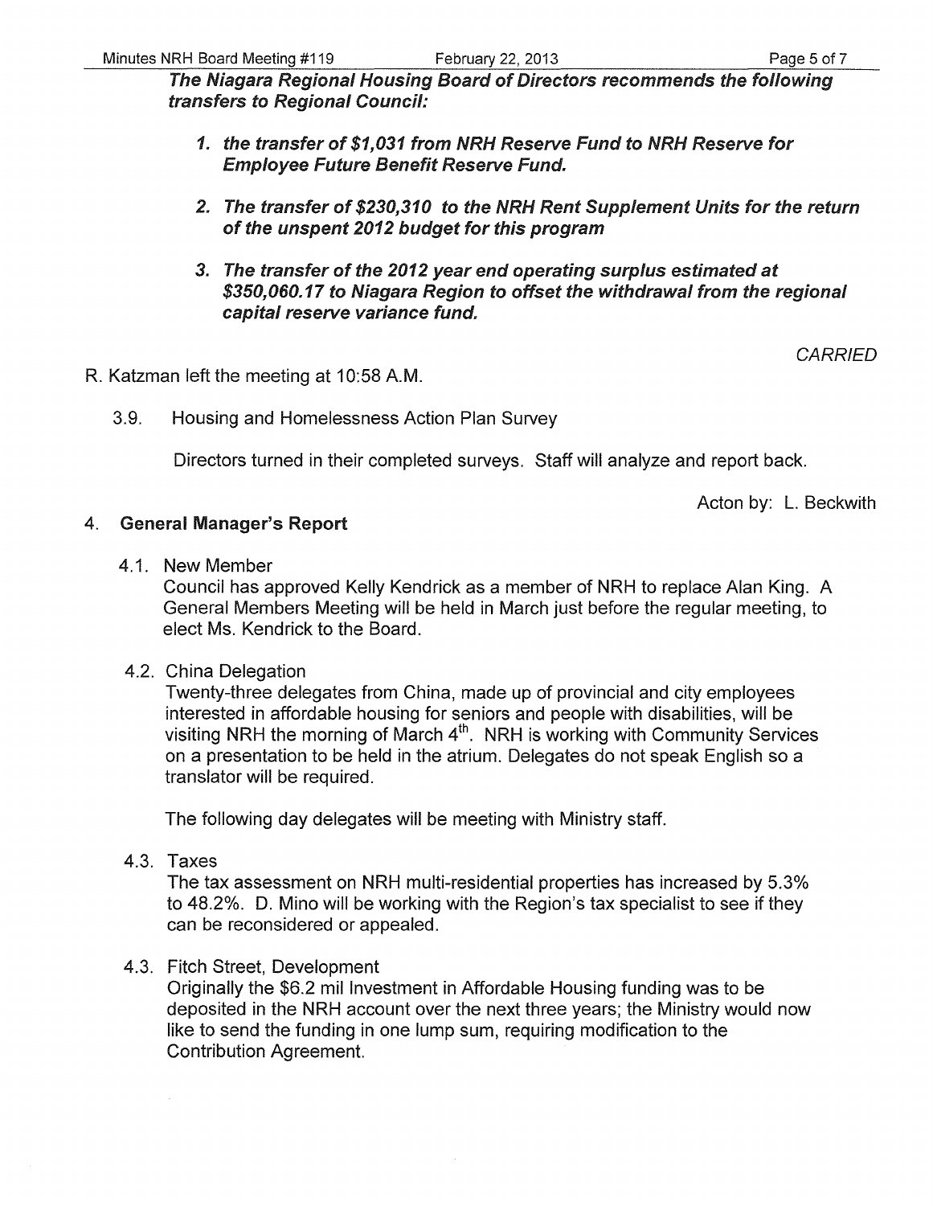***The Niagara Regional Housing Board of Directors recommends the following transfers to Regional Council:***

1. ***the transfer of $1,031 from NRH Reserve Fund to NRH Reserve for Employee Future Benefit Reserve Fund.***
2. ***The transfer of $230,310 to the NRH Rent Supplement Units for the return of the unspent 2012 budget for this program***
3. ***The transfer of the 2012 year end operating surplus estimated at $350,060.17 to Niagara Region to offset the withdrawal from the regional capital reserve variance fund.***

*CARRIED*

R. Katzman left the meeting at 10:58 A.M.

3.9. Housing and Homelessness Action Plan Survey

Directors turned in their completed surveys. Staff will analyze and report back.

Acton by: L. Beckwith

## 4. General Manager's Report

4.1. New Member

Council has approved Kelly Kendrick as a member of NRH to replace Alan King. A General Members Meeting will be held in March just before the regular meeting, to elect Ms. Kendrick to the Board.

4.2. China Delegation

Twenty-three delegates from China, made up of provincial and city employees interested in affordable housing for seniors and people with disabilities, will be visiting NRH the morning of March 4th. NRH is working with Community Services on a presentation to be held in the atrium. Delegates do not speak English so a translator will be required.

The following day delegates will be meeting with Ministry staff.

4.3. Taxes

The tax assessment on NRH multi-residential properties has increased by 5.3% to 48.2%. D. Mino will be working with the Region's tax specialist to see if they can be reconsidered or appealed.

4.3. Fitch Street, Development

Originally the $6.2 mil Investment in Affordable Housing funding was to be deposited in the NRH account over the next three years; the Ministry would now like to send the funding in one lump sum, requiring modification to the Contribution Agreement.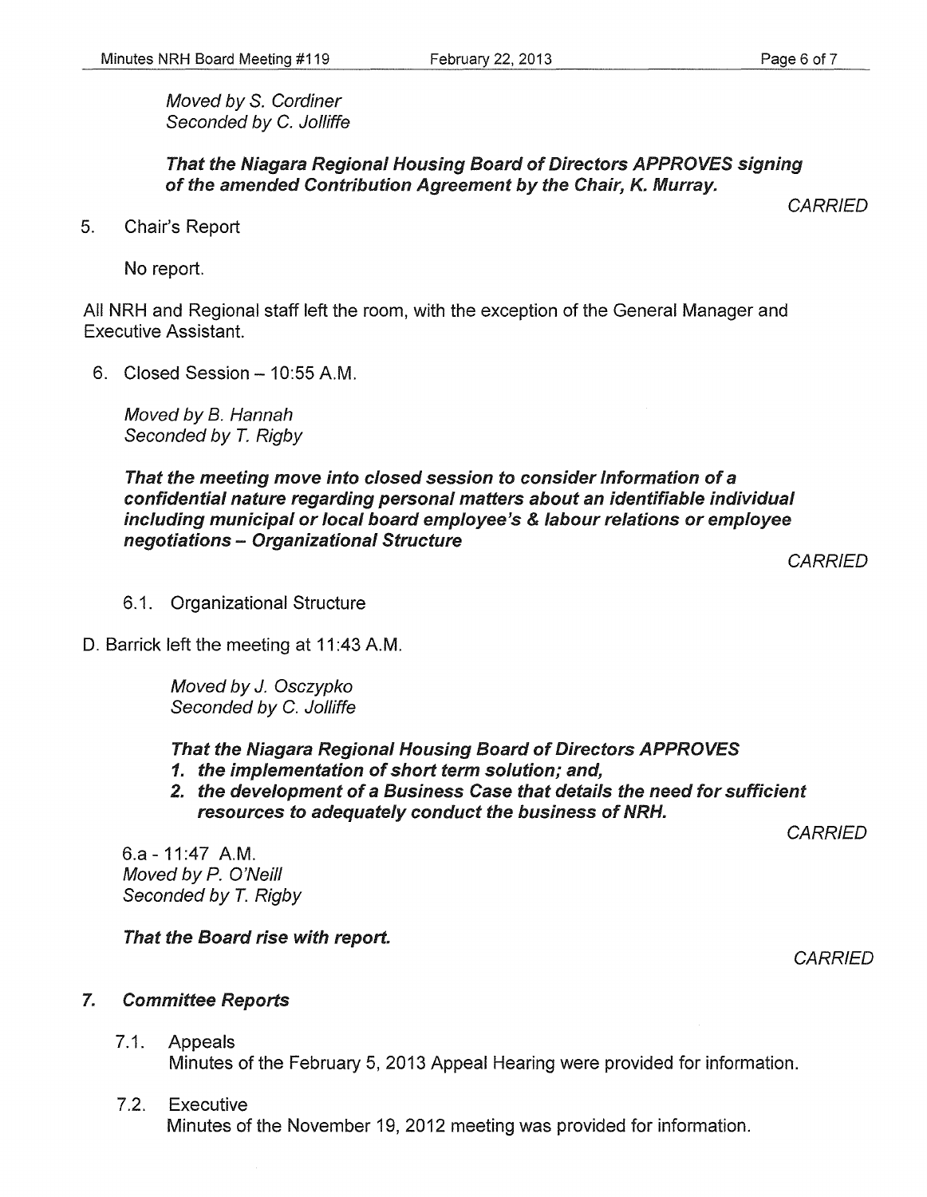*Moved by S. Cordiner*
*Seconded by C. Jolliffe*

***That the Niagara Regional Housing Board of Directors APPROVES signing of the amended Contribution Agreement by the Chair, K. Murray.***

*CARRIED*

5. Chair's Report

No report.

All NRH and Regional staff left the room, with the exception of the General Manager and Executive Assistant.

6. Closed Session – 10:55 A.M.

*Moved by B. Hannah*
*Seconded by T. Rigby*

***That the meeting move into closed session to consider Information of a confidential nature regarding personal matters about an identifiable individual including municipal or local board employee's & labour relations or employee negotiations – Organizational Structure***

*CARRIED*

6.1. Organizational Structure

D. Barrick left the meeting at 11:43 A.M.

*Moved by J. Osczypko*
*Seconded by C. Jolliffe*

***That the Niagara Regional Housing Board of Directors APPROVES***
***1. the implementation of short term solution; and,***
***2. the development of a Business Case that details the need for sufficient resources to adequately conduct the business of NRH.***

*CARRIED*

6.a - 11:47 A.M.
*Moved by P. O'Neill*
*Seconded by T. Rigby*

***That the Board rise with report.***

*CARRIED*

## 7. Committee Reports

7.1. Appeals
Minutes of the February 5, 2013 Appeal Hearing were provided for information.

7.2. Executive
Minutes of the November 19, 2012 meeting was provided for information.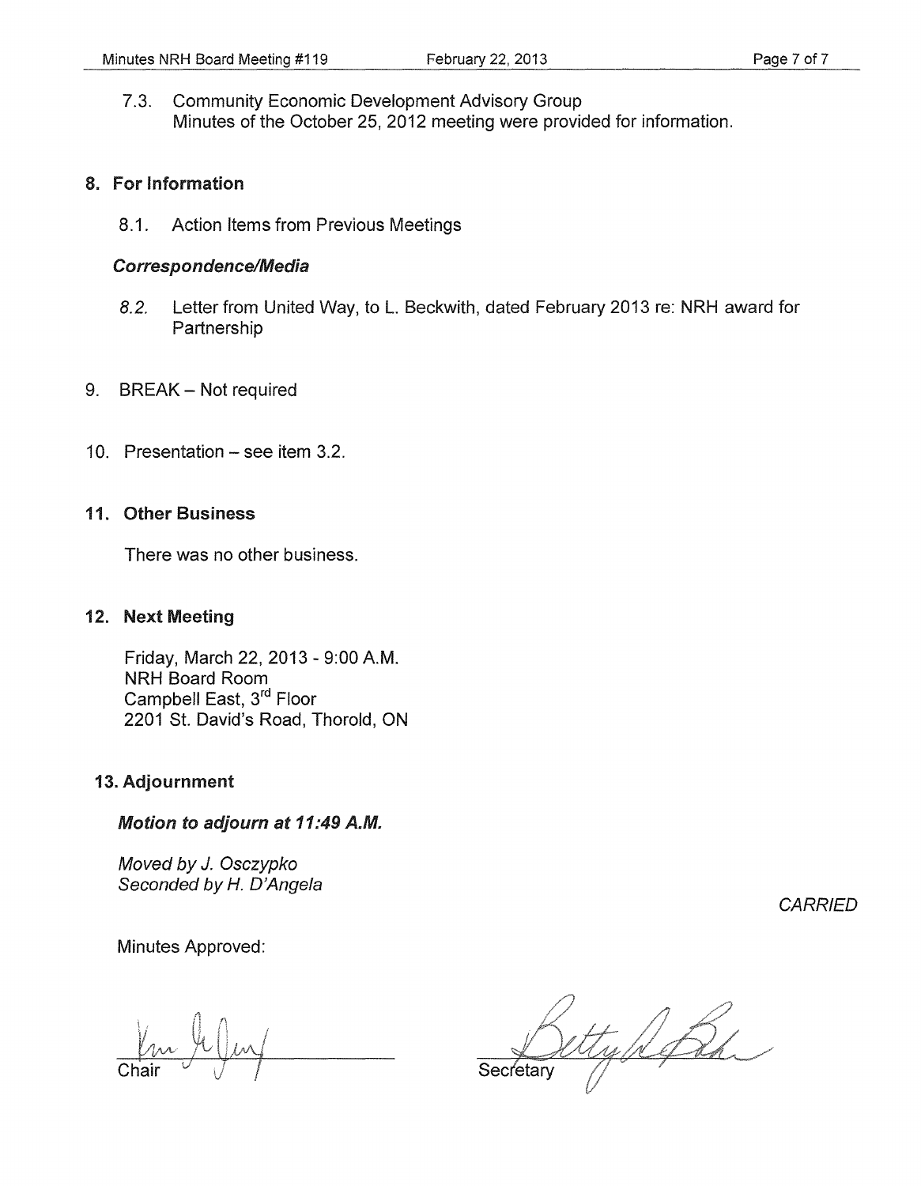7.3. Community Economic Development Advisory Group
Minutes of the October 25, 2012 meeting were provided for information.

## 8. For Information

8.1. Action Items from Previous Meetings

***Correspondence/Media***

*8.2.* Letter from United Way, to L. Beckwith, dated February 2013 re: NRH award for Partnership

9. BREAK – Not required

10. Presentation – see item 3.2.

## 11. Other Business

There was no other business.

## 12. Next Meeting

Friday, March 22, 2013 - 9:00 A.M.
NRH Board Room
Campbell East, 3rd Floor
2201 St. David's Road, Thorold, ON

## 13. Adjournment

***Motion to adjourn at 11:49 A.M.***

*Moved by J. Osczypko*
*Seconded by H. D'Angela*

*CARRIED*

Minutes Approved:

Chair

Secretary